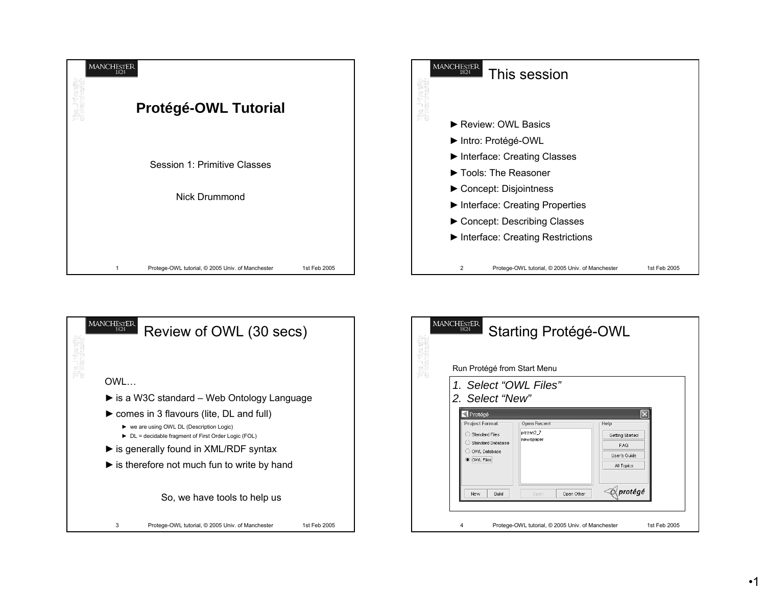# Protégé-OWL Tutorial

Session 1: Primitive Classes

Nick Drummond

## This session

- ► Review: OWL Basics
- ► Intro: Protégé-OWL
- ► Interface: Creating Classes
- ► Tools: The Reasoner
- ► Concept: Disjointness
- ► Interface: Creating Properties
- ► Concept: Describing Classes
- ► Interface: Creating Restrictions

## Review of OWL (30 secs)

OWL…

- ► is a W3C standard – Web Ontology Language
- ► comes in 3 flavours (lite, DL and full)
  - ► we are using OWL DL (Description Logic)
  - ► DL = decidable fragment of First Order Logic (FOL)
- ► is generally found in XML/RDF syntax
- ► is therefore not much fun to write by hand

So, we have tools to help us

## Starting Protégé-OWL

Run Protégé from Start Menu

*1. Select “OWL Files”*
*2. Select “New”*

Protégé

Project Format
- Standard Files
- Standard Database
- OWL Database
- OWL Files

Open Recent
pizzas2_7
newspaper

Help
Getting Started
FAQ
User's Guide
All Topics

New Build Open Open Other

protégé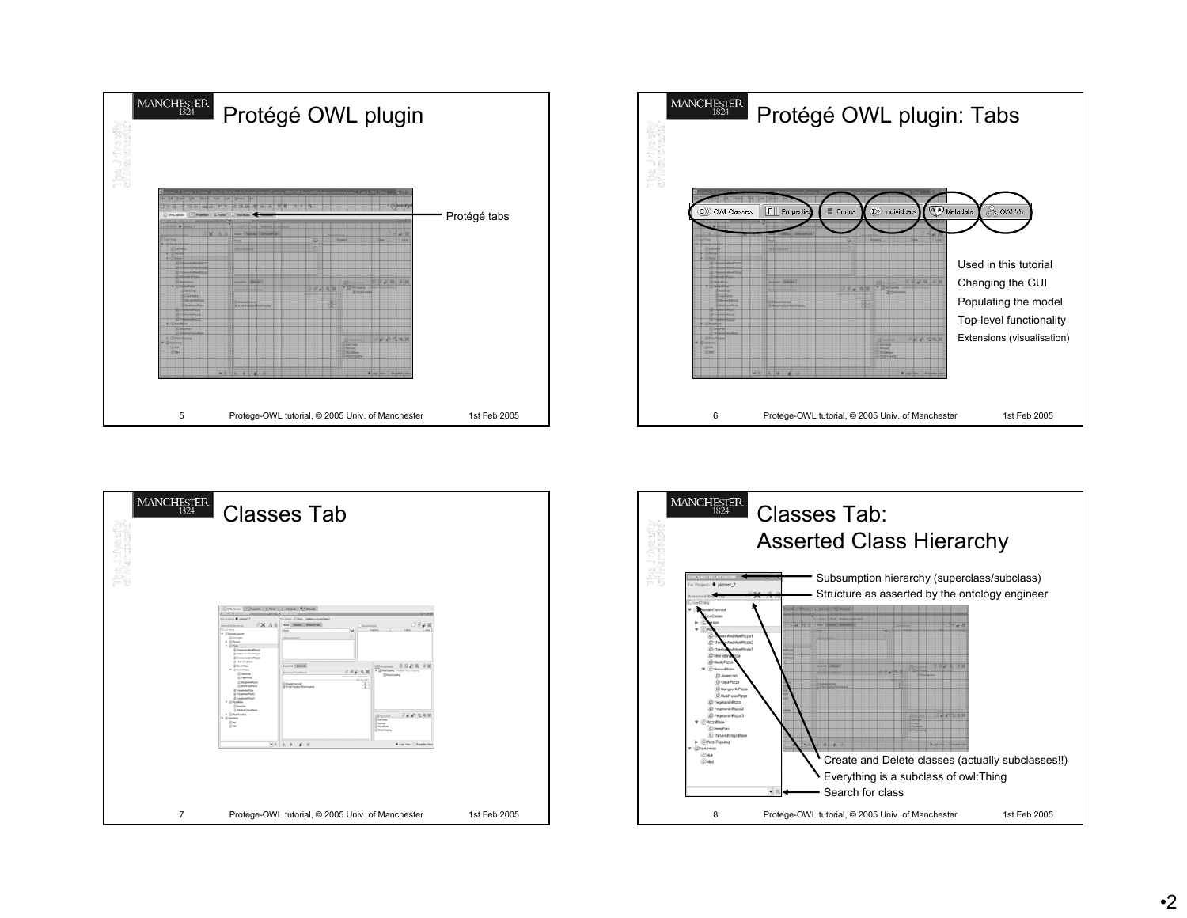## Protégé OWL plugin

Protégé tabs

## Protégé OWL plugin: Tabs

Used in this tutorial

Changing the GUI

Populating the model

Top-level functionality

Extensions (visualisation)

## Classes Tab

## Classes Tab: Asserted Class Hierarchy

Subsumption hierarchy (superclass/subclass)

Structure as asserted by the ontology engineer

Create and Delete classes (actually subclasses!!)

Everything is a subclass of owl:Thing

Search for class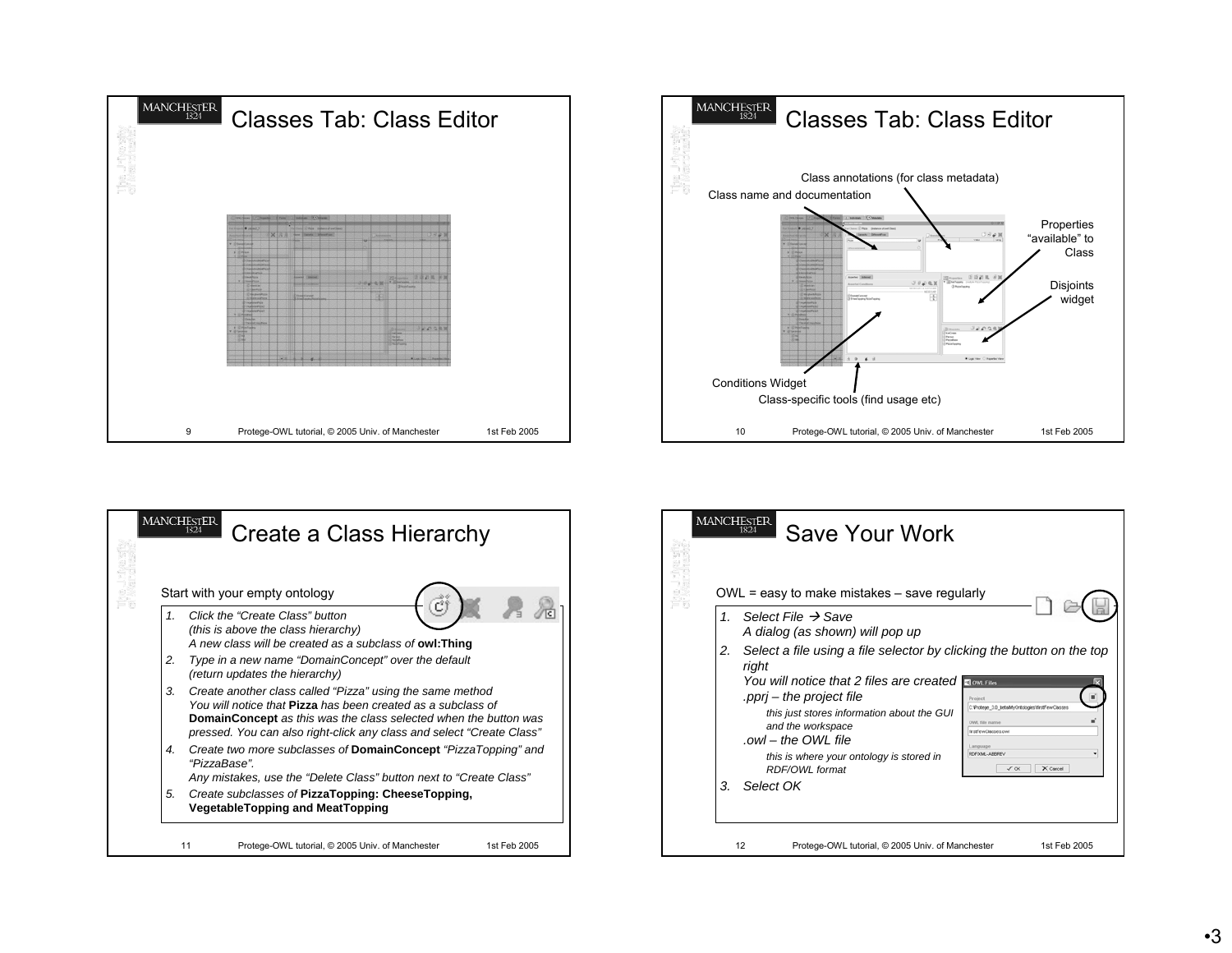## Classes Tab: Class Editor

## Classes Tab: Class Editor

Class annotations (for class metadata)

Class name and documentation

Properties "available" to Class

Disjoints widget

Conditions Widget

Class-specific tools (find usage etc)

## Create a Class Hierarchy

Start with your empty ontology

1. *Click the "Create Class" button*
   *(this is above the class hierarchy)*
   *A new class will be created as a subclass of* **owl:Thing**
2. *Type in a new name "DomainConcept" over the default*
   *(return updates the hierarchy)*
3. *Create another class called "Pizza" using the same method*
   *You will notice that* **Pizza** *has been created as a subclass of* **DomainConcept** *as this was the class selected when the button was pressed. You can also right-click any class and select "Create Class"*
4. *Create two more subclasses of* **DomainConcept** *"PizzaTopping" and "PizzaBase".*
   *Any mistakes, use the "Delete Class" button next to "Create Class"*
5. *Create subclasses of* **PizzaTopping: CheeseTopping, VegetableTopping and MeatTopping**

## Save Your Work

OWL = easy to make mistakes – save regularly

1. *Select File → Save*
   *A dialog (as shown) will pop up*
2. *Select a file using a file selector by clicking the button on the top right*
   *You will notice that 2 files are created*
   *.pprj – the project file*
   *this just stores information about the GUI and the workspace*
   *.owl – the OWL file*
   *this is where your ontology is stored in RDF/OWL format*
3. *Select OK*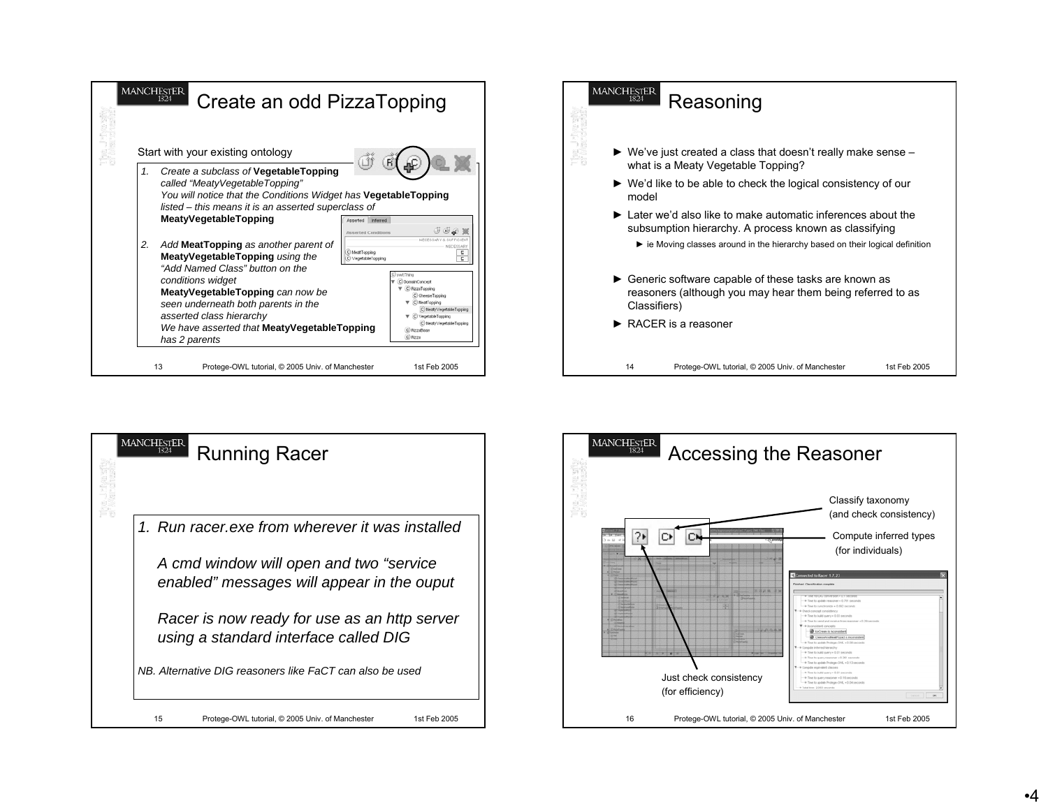# Create an odd PizzaTopping

Start with your existing ontology

1. *Create a subclass of* **VegetableTopping** *called "MeatyVegetableTopping"*
   *You will notice that the Conditions Widget has* **VegetableTopping** *listed – this means it is an asserted superclass of* **MeatyVegetableTopping**
2. *Add* **MeatTopping** *as another parent of* **MeatyVegetableTopping** *using the "Add Named Class" button on the conditions widget*
   **MeatyVegetableTopping** *can now be seen underneath both parents in the asserted class hierarchy*
   *We have asserted that* **MeatyVegetableTopping** *has 2 parents*

# Reasoning

- We've just created a class that doesn't really make sense – what is a Meaty Vegetable Topping?
- We'd like to be able to check the logical consistency of our model
- Later we'd also like to make automatic inferences about the subsumption hierarchy. A process known as classifying
  - ie Moving classes around in the hierarchy based on their logical definition
- Generic software capable of these tasks are known as reasoners (although you may hear them being referred to as Classifiers)
- RACER is a reasoner

# Running Racer

1. *Run racer.exe from wherever it was installed*

   *A cmd window will open and two "service enabled" messages will appear in the ouput*

   *Racer is now ready for use as an http server using a standard interface called DIG*

*NB. Alternative DIG reasoners like FaCT can also be used*

# Accessing the Reasoner

Classify taxonomy (and check consistency)

Compute inferred types (for individuals)

Just check consistency (for efficiency)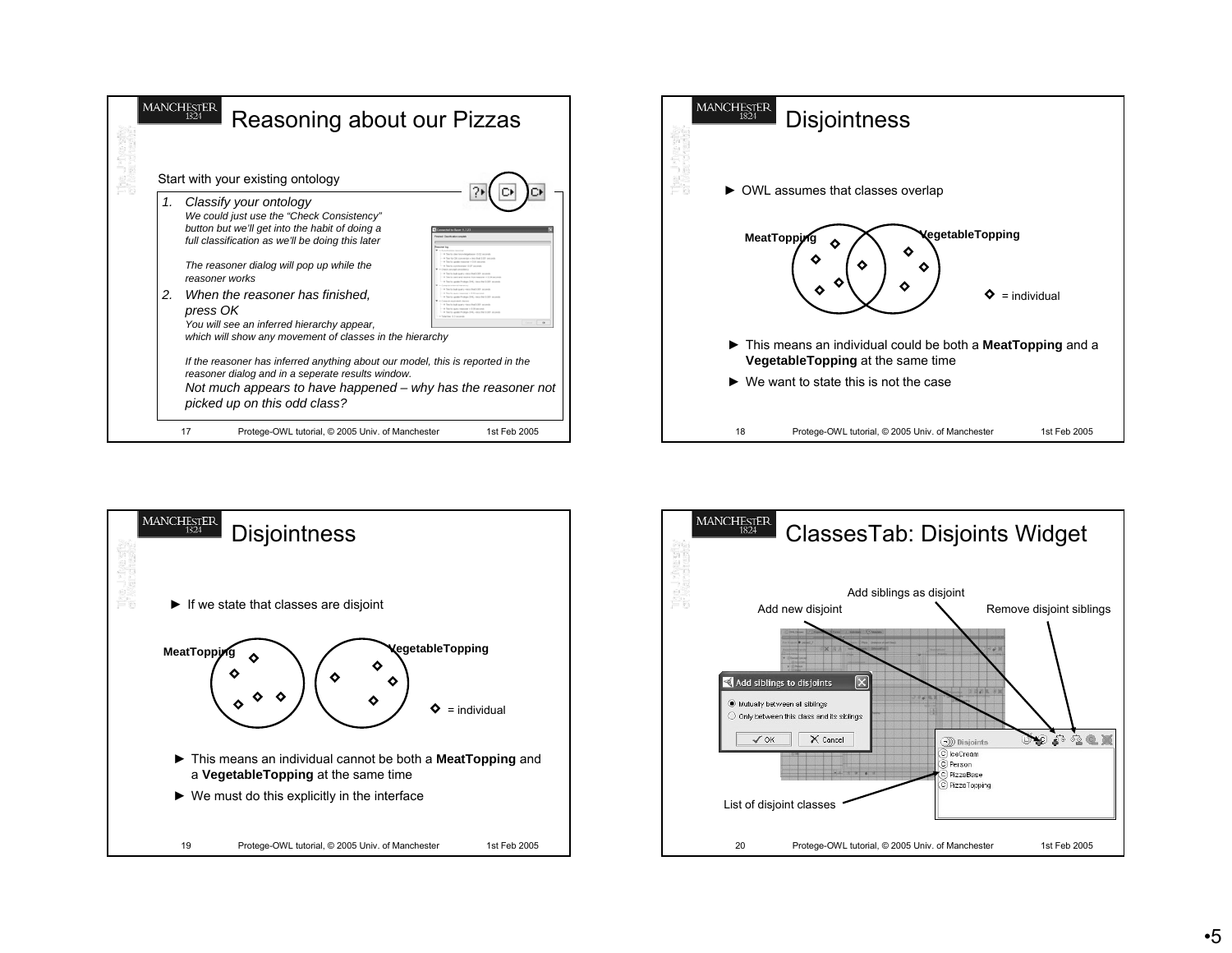# Reasoning about our Pizzas

Start with your existing ontology

1. *Classify your ontology*
   *We could just use the "Check Consistency" button but we'll get into the habit of doing a full classification as we'll be doing this later*

   *The reasoner dialog will pop up while the reasoner works*
2. *When the reasoner has finished, press OK*
   *You will see an inferred hierarchy appear, which will show any movement of classes in the hierarchy*

   *If the reasoner has inferred anything about our model, this is reported in the reasoner dialog and in a seperate results window.*
   *Not much appears to have happened – why has the reasoner not picked up on this odd class?*

# Disjointness

► OWL assumes that classes overlap

MeatTopping

VegetableTopping

= individual

► This means an individual could be both a **MeatTopping** and a **VegetableTopping** at the same time

► We want to state this is not the case

# Disjointness

► If we state that classes are disjoint

MeatTopping

VegetableTopping

= individual

► This means an individual cannot be both a **MeatTopping** and a **VegetableTopping** at the same time

► We must do this explicitly in the interface

# ClassesTab: Disjoints Widget

Add siblings as disjoint

Add new disjoint

Remove disjoint siblings

Add siblings to disjoints

Mutually between all siblings

Only between this class and its siblings

OK

Cancel

Disjoints

IceCream

Person

PizzaBase

PizzaTopping

List of disjoint classes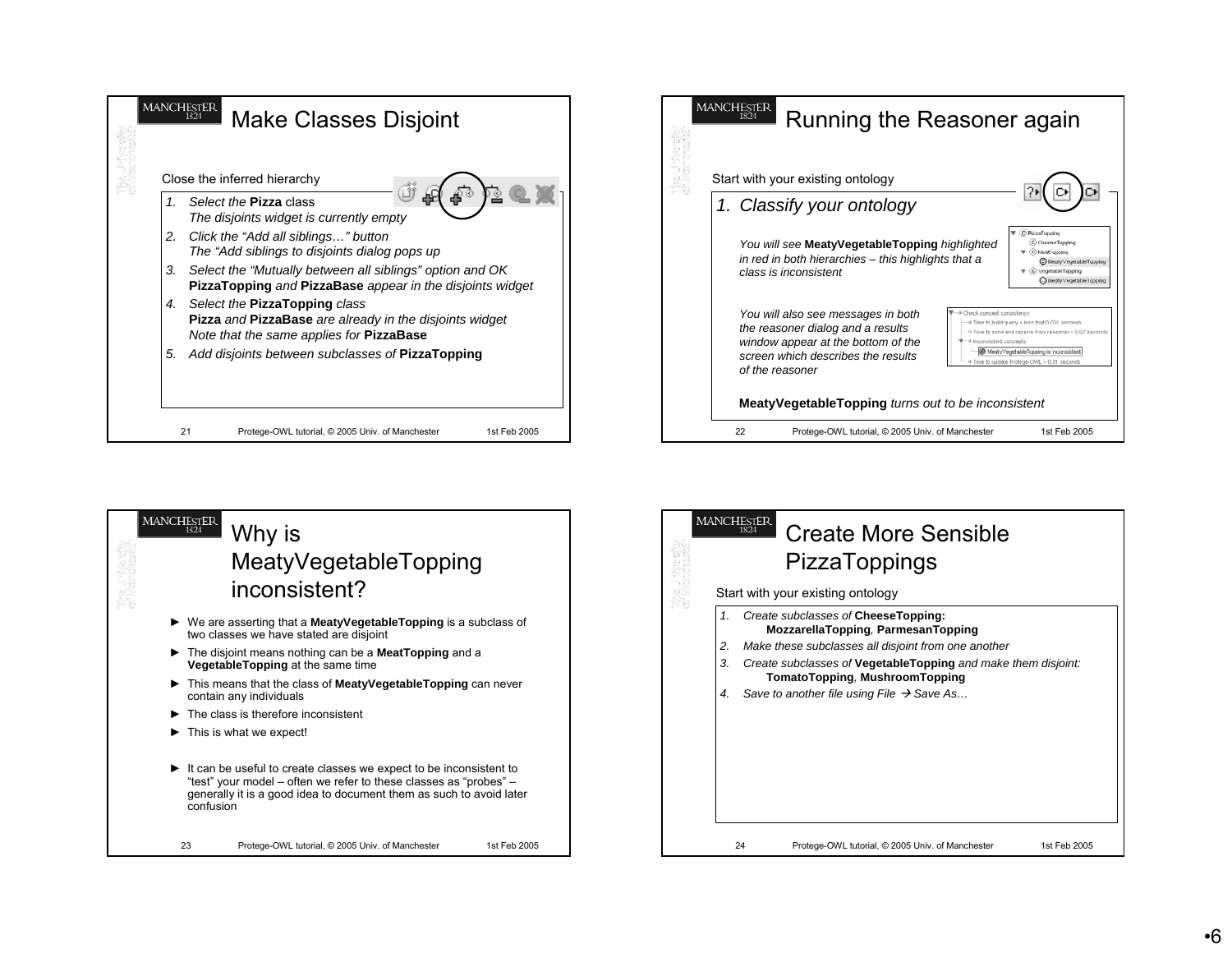## Make Classes Disjoint

Close the inferred hierarchy

1. *Select the* **Pizza** class
   *The disjoints widget is currently empty*
2. *Click the "Add all siblings…" button*
   *The "Add siblings to disjoints dialog pops up*
3. *Select the "Mutually between all siblings" option and OK*
   **PizzaTopping** *and* **PizzaBase** *appear in the disjoints widget*
4. *Select the* **PizzaTopping** *class*
   **Pizza** *and* **PizzaBase** *are already in the disjoints widget*
   *Note that the same applies for* **PizzaBase**
5. *Add disjoints between subclasses of* **PizzaTopping**

## Running the Reasoner again

Start with your existing ontology

1. *Classify your ontology*

*You will see* **MeatyVegetableTopping** *highlighted in red in both hierarchies – this highlights that a class is inconsistent*

*You will also see messages in both the reasoner dialog and a results window appear at the bottom of the screen which describes the results of the reasoner*

**MeatyVegetableTopping** *turns out to be inconsistent*

## Why is MeatyVegetableTopping inconsistent?

- We are asserting that a **MeatyVegetableTopping** is a subclass of two classes we have stated are disjoint
- The disjoint means nothing can be a **MeatTopping** and a **VegetableTopping** at the same time
- This means that the class of **MeatyVegetableTopping** can never contain any individuals
- The class is therefore inconsistent
- This is what we expect!
- It can be useful to create classes we expect to be inconsistent to "test" your model – often we refer to these classes as "probes" – generally it is a good idea to document them as such to avoid later confusion

## Create More Sensible PizzaToppings

Start with your existing ontology

1. *Create subclasses of* **CheeseTopping:**
   **MozzarellaTopping**, **ParmesanTopping**
2. *Make these subclasses all disjoint from one another*
3. *Create subclasses of* **VegetableTopping** *and make them disjoint:*
   **TomatoTopping**, **MushroomTopping**
4. *Save to another file using File → Save As…*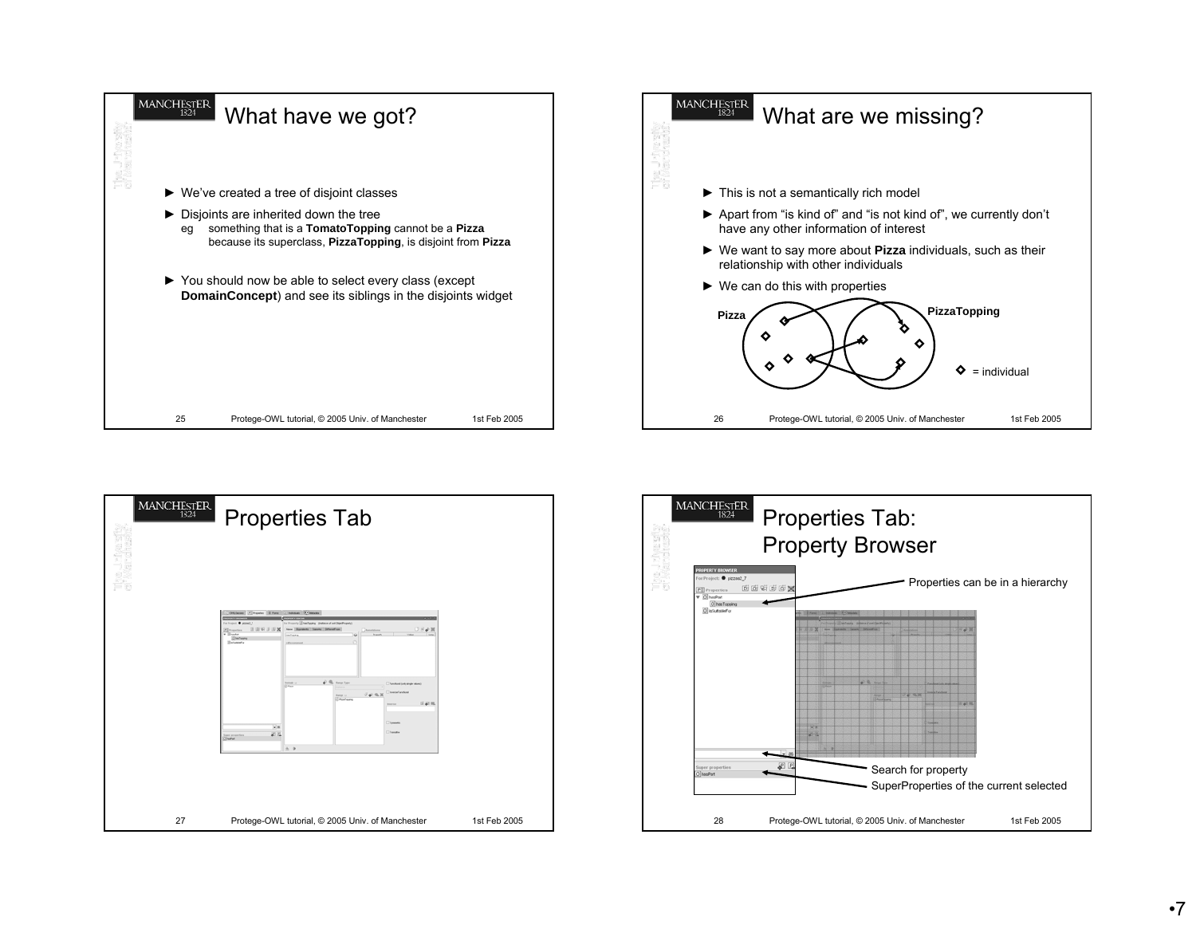## What have we got?

- We've created a tree of disjoint classes
- Disjoints are inherited down the tree
  eg something that is a **TomatoTopping** cannot be a **Pizza** because its superclass, **PizzaTopping**, is disjoint from **Pizza**
- You should now be able to select every class (except **DomainConcept**) and see its siblings in the disjoints widget

## What are we missing?

- This is not a semantically rich model
- Apart from "is kind of" and "is not kind of", we currently don't have any other information of interest
- We want to say more about **Pizza** individuals, such as their relationship with other individuals
- We can do this with properties

Pizza

PizzaTopping

= individual

## Properties Tab

## Properties Tab: Property Browser

Properties can be in a hierarchy

Search for property

SuperProperties of the current selected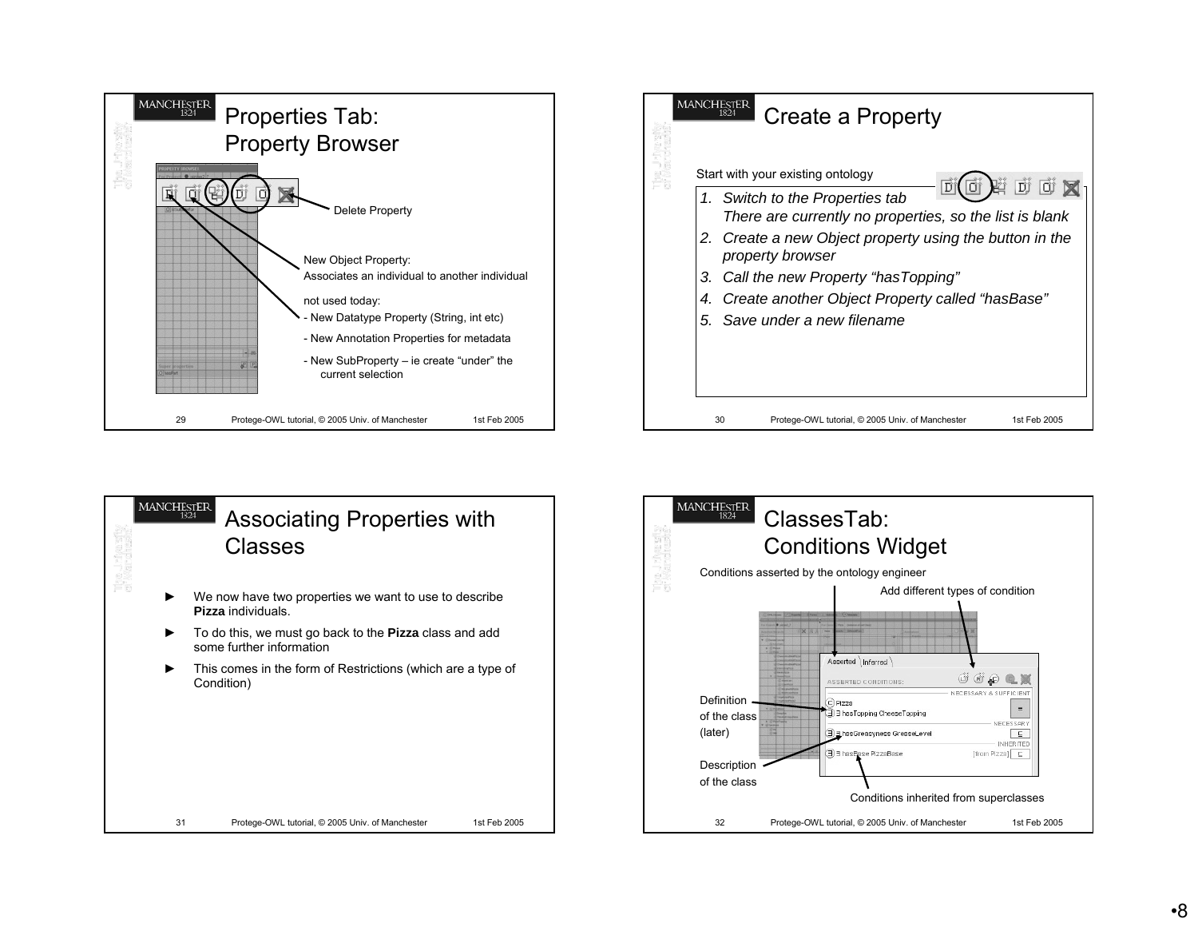## Properties Tab: Property Browser

Delete Property

New Object Property:
Associates an individual to another individual

not used today:
- New Datatype Property (String, int etc)
- New Annotation Properties for metadata
- New SubProperty – ie create "under" the current selection

## Create a Property

Start with your existing ontology

1. *Switch to the Properties tab*
   *There are currently no properties, so the list is blank*
2. *Create a new Object property using the button in the property browser*
3. *Call the new Property "hasTopping"*
4. *Create another Object Property called "hasBase"*
5. *Save under a new filename*

## Associating Properties with Classes

- We now have two properties we want to use to describe **Pizza** individuals.
- To do this, we must go back to the **Pizza** class and add some further information
- This comes in the form of Restrictions (which are a type of Condition)

## ClassesTab: Conditions Widget

Conditions asserted by the ontology engineer

Add different types of condition

Definition of the class (later)

Description of the class

Conditions inherited from superclasses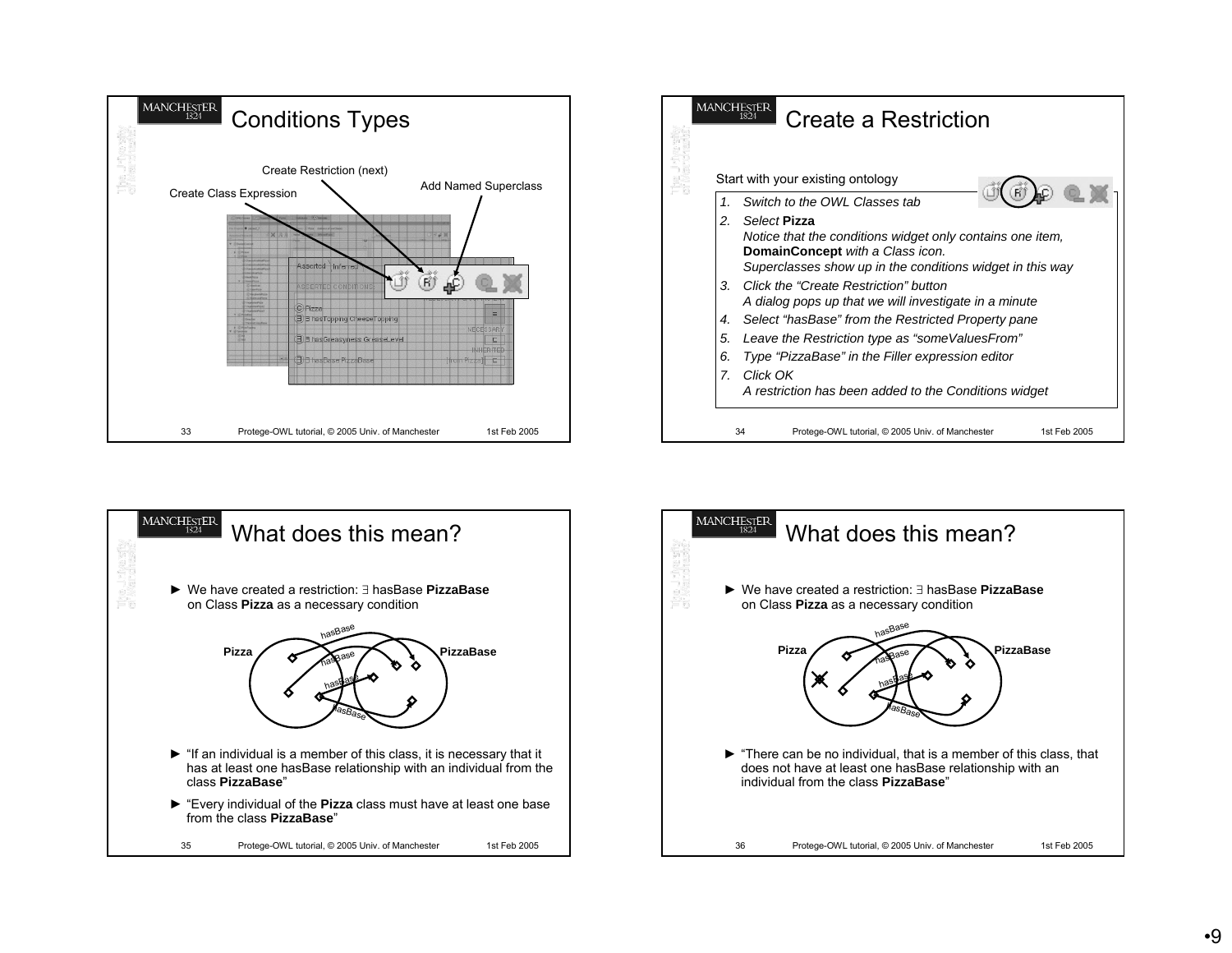## Conditions Types

Create Restriction (next)

Create Class Expression

Add Named Superclass

## Create a Restriction

Start with your existing ontology

1. *Switch to the OWL Classes tab*
2. *Select* **Pizza**
   *Notice that the conditions widget only contains one item,* **DomainConcept** *with a Class icon.*
   *Superclasses show up in the conditions widget in this way*
3. *Click the "Create Restriction" button*
   *A dialog pops up that we will investigate in a minute*
4. *Select "hasBase" from the Restricted Property pane*
5. *Leave the Restriction type as "someValuesFrom"*
6. *Type "PizzaBase" in the Filler expression editor*
7. *Click OK*
   *A restriction has been added to the Conditions widget*

## What does this mean?

- We have created a restriction: ∃ hasBase **PizzaBase** on Class **Pizza** as a necessary condition

Pizza

PizzaBase

hasBase

hasBase

hasBase

hasBase

- "If an individual is a member of this class, it is necessary that it has at least one hasBase relationship with an individual from the class **PizzaBase**"
- "Every individual of the **Pizza** class must have at least one base from the class **PizzaBase**"

## What does this mean?

- We have created a restriction: ∃ hasBase **PizzaBase** on Class **Pizza** as a necessary condition

Pizza

PizzaBase

hasBase

hasBase

hasBase

hasBase

- "There can be no individual, that is a member of this class, that does not have at least one hasBase relationship with an individual from the class **PizzaBase**"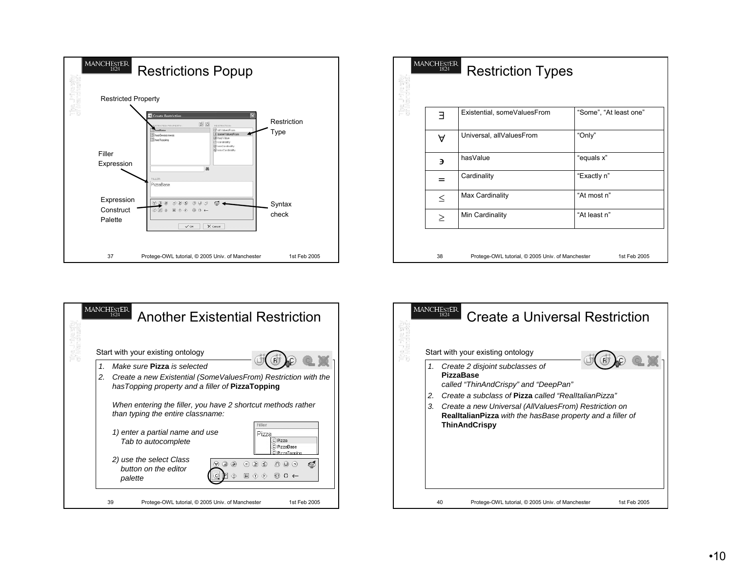## Restrictions Popup

Restricted Property

Restriction Type

Filler Expression

Expression Construct Palette

Syntax check

## Restriction Types

| | | |
|---|---|---|
| ∃ | Existential, someValuesFrom | “Some”, “At least one” |
| ∀ | Universal, allValuesFrom | “Only” |
| ∍ | hasValue | “equals x” |
| = | Cardinality | “Exactly n” |
| ≤ | Max Cardinality | “At most n” |
| ≥ | Min Cardinality | “At least n” |

## Another Existential Restriction

Start with your existing ontology

1. *Make sure* **Pizza** *is selected*
2. *Create a new Existential (SomeValuesFrom) Restriction with the hasTopping property and a filler of* **PizzaTopping**

   *When entering the filler, you have 2 shortcut methods rather than typing the entire classname:*

   *1) enter a partial name and use Tab to autocomplete*

   *2) use the select Class button on the editor palette*

## Create a Universal Restriction

Start with your existing ontology

1. *Create 2 disjoint subclasses of* **PizzaBase** *called “ThinAndCrispy” and “DeepPan”*
2. *Create a subclass of* **Pizza** *called “RealItalianPizza”*
3. *Create a new Universal (AllValuesFrom) Restriction on* **RealItalianPizza** *with the hasBase property and a filler of* **ThinAndCrispy**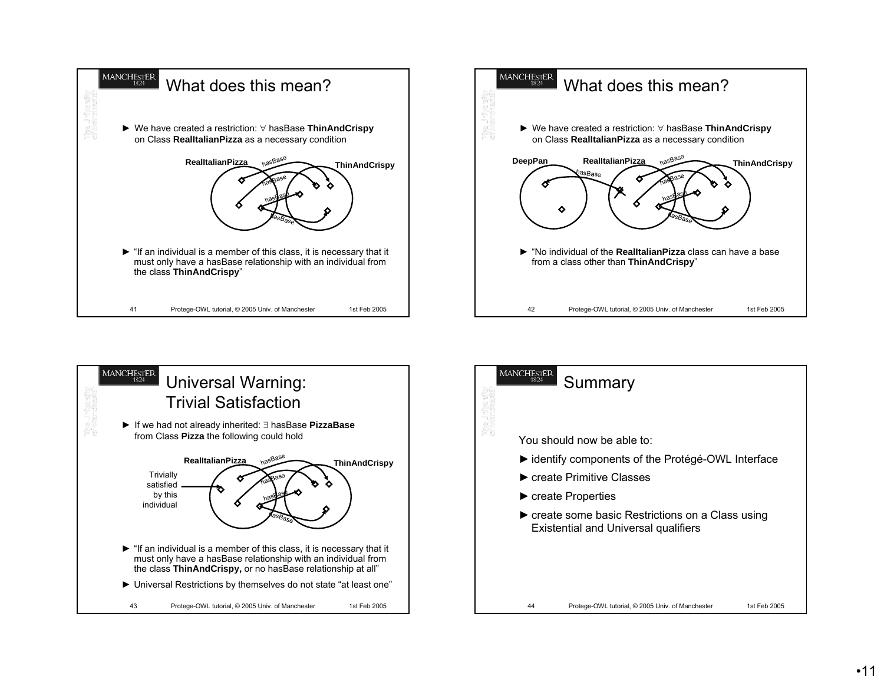## What does this mean?

► We have created a restriction: ∀ hasBase **ThinAndCrispy** on Class **RealItalianPizza** as a necessary condition

RealItalianPizza
ThinAndCrispy
hasBase
hasBase
hasBase
hasBase

► "If an individual is a member of this class, it is necessary that it must only have a hasBase relationship with an individual from the class **ThinAndCrispy**"

## What does this mean?

► We have created a restriction: ∀ hasBase **ThinAndCrispy** on Class **RealItalianPizza** as a necessary condition

DeepPan
RealItalianPizza
ThinAndCrispy
hasBase
hasBase
hasBase
hasBase
hasBase

► "No individual of the **RealItalianPizza** class can have a base from a class other than **ThinAndCrispy**"

## Universal Warning: Trivial Satisfaction

► If we had not already inherited: ∃ hasBase **PizzaBase** from Class **Pizza** the following could hold

RealItalianPizza
ThinAndCrispy
Trivially satisfied by this individual
hasBase
hasBase
hasBase
hasBase

► "If an individual is a member of this class, it is necessary that it must only have a hasBase relationship with an individual from the class **ThinAndCrispy,** or no hasBase relationship at all"

► Universal Restrictions by themselves do not state "at least one"

## Summary

You should now be able to:

► identify components of the Protégé-OWL Interface

► create Primitive Classes

► create Properties

► create some basic Restrictions on a Class using Existential and Universal qualifiers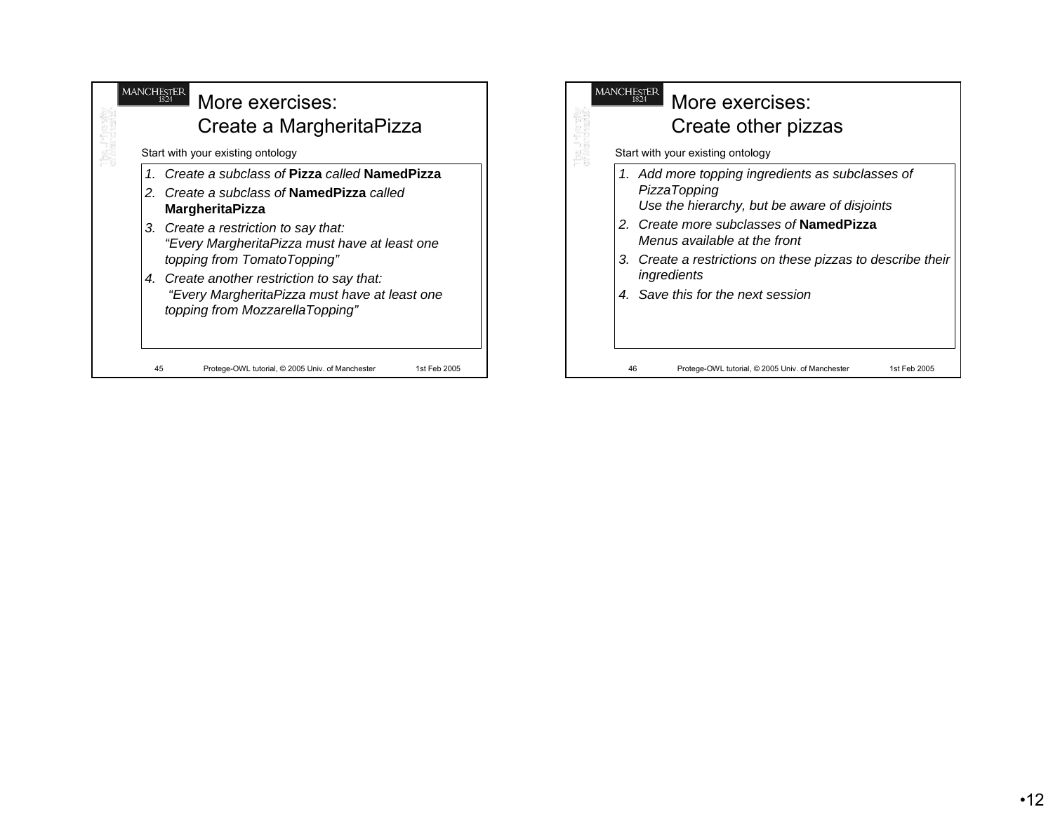## More exercises: Create a MargheritaPizza

Start with your existing ontology

1. *Create a subclass of* **Pizza** *called* **NamedPizza**
2. *Create a subclass of* **NamedPizza** *called* **MargheritaPizza**
3. *Create a restriction to say that: "Every MargheritaPizza must have at least one topping from TomatoTopping"*
4. *Create another restriction to say that: "Every MargheritaPizza must have at least one topping from MozzarellaTopping"*

## More exercises: Create other pizzas

Start with your existing ontology

1. *Add more topping ingredients as subclasses of PizzaTopping*
   *Use the hierarchy, but be aware of disjoints*
2. *Create more subclasses of* **NamedPizza**
   *Menus available at the front*
3. *Create a restrictions on these pizzas to describe their ingredients*
4. *Save this for the next session*